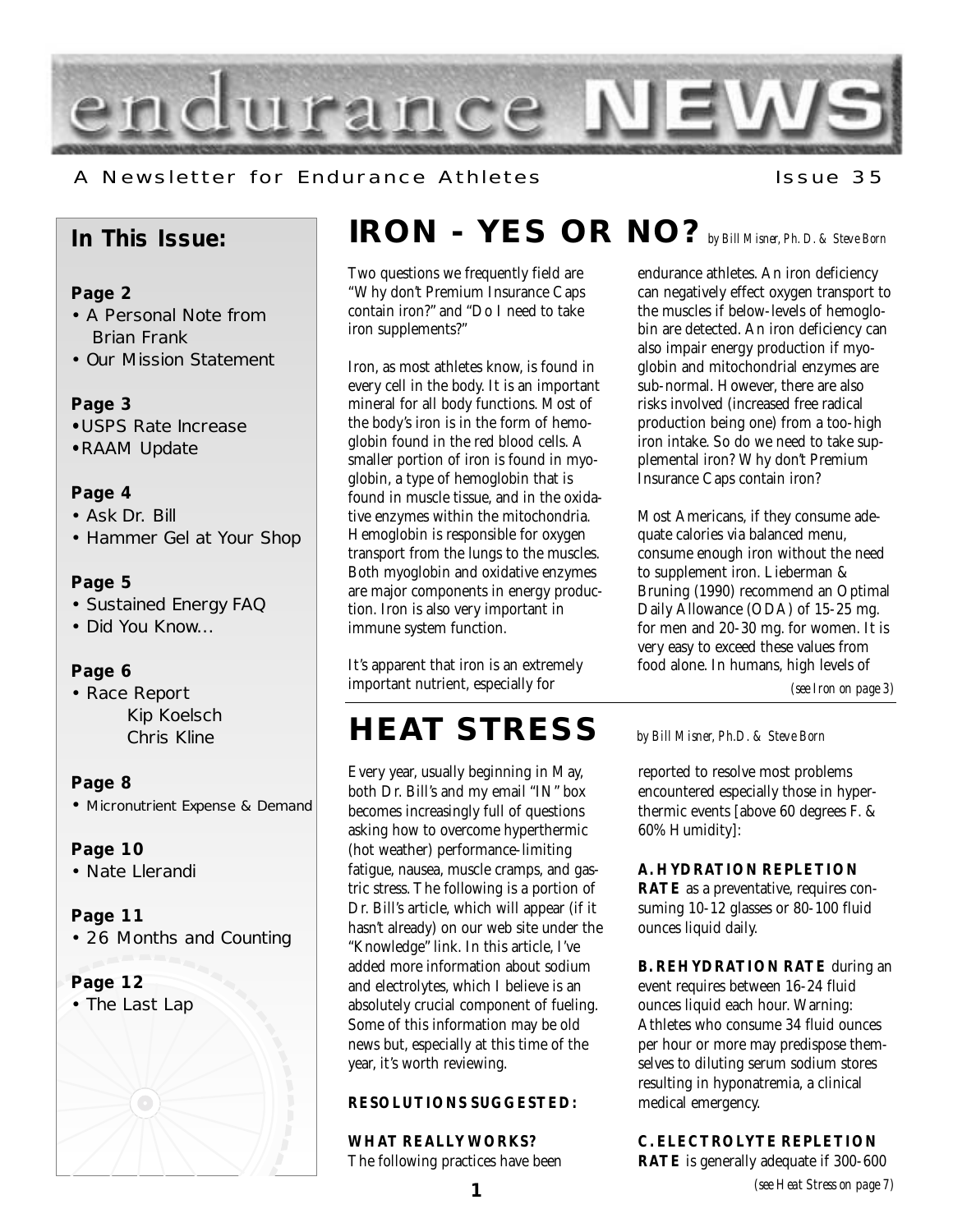# endurance NEWS

A Newsletter for Endurance Athletes

## In This Issue:

**Page 2**
- A Personal Note from Brian Frank
- Our Mission Statement

**Page 3**
- USPS Rate Increase
- RAAM Update

**Page 4**
- Ask Dr. Bill
- Hammer Gel at Your Shop

**Page 5**
- Sustained Energy FAQ
- Did You Know...

**Page 6**
- Race Report
  - Kip Koelsch
  - Chris Kline

**Page 8**
- Micronutrient Expense & Demand

**Page 10**
- Nate Llerandi

**Page 11**
- 26 Months and Counting

**Page 12**
- The Last Lap

## IRON - YES OR NO?

*by Bill Misner, Ph. D. & Steve Born*

Two questions we frequently field are "Why don't Premium Insurance Caps contain iron?" and "Do I need to take iron supplements?"

Iron, as most athletes know, is found in every cell in the body. It is an important mineral for all body functions. Most of the body's iron is in the form of hemoglobin found in the red blood cells. A smaller portion of iron is found in myoglobin, a type of hemoglobin that is found in muscle tissue, and in the oxidative enzymes within the mitochondria. Hemoglobin is responsible for oxygen transport from the lungs to the muscles. Both myoglobin and oxidative enzymes are major components in energy production. Iron is also very important in immune system function.

It's apparent that iron is an extremely important nutrient, especially for endurance athletes. An iron deficiency can negatively effect oxygen transport to the muscles if below-levels of hemoglobin are detected. An iron deficiency can also impair energy production if myoglobin and mitochondrial enzymes are sub-normal. However, there are also risks involved (increased free radical production being one) from a too-high iron intake. So do we need to take supplemental iron? Why don't Premium Insurance Caps contain iron?

Most Americans, if they consume adequate calories via balanced menu, consume enough iron without the need to supplement iron. Lieberman & Bruning (1990) recommend an Optimal Daily Allowance (ODA) of 15-25 mg. for men and 20-30 mg. for women. It is very easy to exceed these values from food alone. In humans, high levels of

*(see Iron on page 3)*

## HEAT STRESS

*by Bill Misner, Ph.D. & Steve Born*

Every year, usually beginning in May, both Dr. Bill's and my email "IN" box becomes increasingly full of questions asking how to overcome hyperthermic (hot weather) performance-limiting fatigue, nausea, muscle cramps, and gastric stress. The following is a portion of Dr. Bill's article, which will appear (if it hasn't already) on our web site under the "Knowledge" link. In this article, I've added more information about sodium and electrolytes, which I believe is an absolutely crucial component of fueling. Some of this information may be old news but, especially at this time of the year, it's worth reviewing.

**RESOLUTIONS SUGGESTED:**

**WHAT REALLY WORKS?**
The following practices have been reported to resolve most problems encountered especially those in hyperthermic events [above 60 degrees F. & 60% Humidity]:

**A. HYDRATION REPLETION RATE** as a preventative, requires consuming 10-12 glasses or 80-100 fluid ounces liquid daily.

**B. REHYDRATION RATE** during an event requires between 16-24 fluid ounces liquid each hour. Warning: Athletes who consume 34 fluid ounces per hour or more may predispose themselves to diluting serum sodium stores resulting in hyponatremia, a clinical medical emergency.

**C. ELECTROLYTE REPLETION RATE** is generally adequate if 300-600

*(see Heat Stress on page 7)*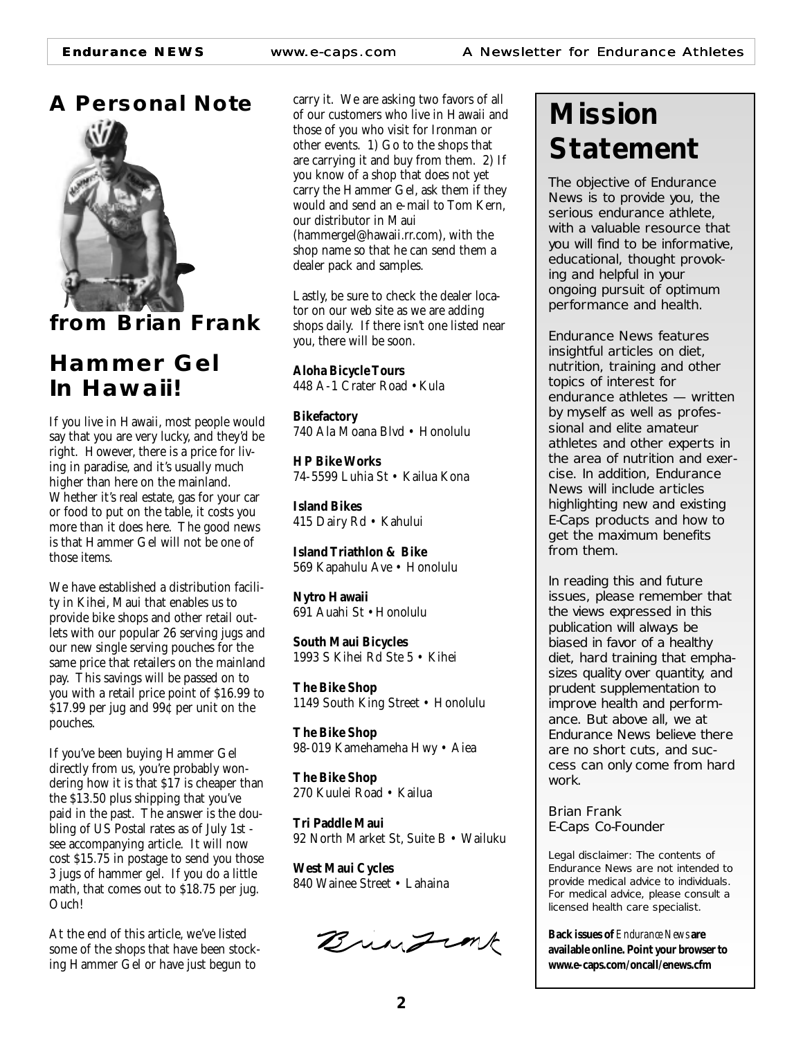## A Personal Note

### from Brian Frank

## Hammer Gel In Hawaii!

If you live in Hawaii, most people would say that you are very lucky, and they'd be right. However, there is a price for living in paradise, and it's usually much higher than here on the mainland. Whether it's real estate, gas for your car or food to put on the table, it costs you more than it does here. The good news is that Hammer Gel will not be one of those items.

We have established a distribution facility in Kihei, Maui that enables us to provide bike shops and other retail outlets with our popular 26 serving jugs and our new single serving pouches for the same price that retailers on the mainland pay. This savings will be passed on to you with a retail price point of $16.99 to $17.99 per jug and 99¢ per unit on the pouches.

If you've been buying Hammer Gel directly from us, you're probably wondering how it is that $17 is cheaper than the $13.50 plus shipping that you've paid in the past. The answer is the doubling of US Postal rates as of July 1st - see accompanying article. It will now cost $15.75 in postage to send you those 3 jugs of hammer gel. If you do a little math, that comes out to $18.75 per jug. Ouch!

At the end of this article, we've listed some of the shops that have been stocking Hammer Gel or have just begun to carry it. We are asking two favors of all of our customers who live in Hawaii and those of you who visit for Ironman or other events. 1) Go to the shops that are carrying it and buy from them. 2) If you know of a shop that does not yet carry the Hammer Gel, ask them if they would and send an e-mail to Tom Kern, our distributor in Maui (hammergel@hawaii.rr.com), with the shop name so that he can send them a dealer pack and samples.

Lastly, be sure to check the dealer locator on our web site as we are adding shops daily. If there isn't one listed near you, there will be soon.

**Aloha Bicycle Tours**
448 A-1 Crater Road • Kula

**Bikefactory**
740 Ala Moana Blvd • Honolulu

**HP Bike Works**
74-5599 Luhia St • Kailua Kona

**Island Bikes**
415 Dairy Rd • Kahului

**Island Triathlon & Bike**
569 Kapahulu Ave • Honolulu

**Nytro Hawaii**
691 Auahi St • Honolulu

**South Maui Bicycles**
1993 S Kihei Rd Ste 5 • Kihei

**The Bike Shop**
1149 South King Street • Honolulu

**The Bike Shop**
98-019 Kamehameha Hwy • Aiea

**The Bike Shop**
270 Kuulei Road • Kailua

**Tri Paddle Maui**
92 North Market St, Suite B • Wailuku

**West Maui Cycles**
840 Wainee Street • Lahaina

Brian Frank

## Mission Statement

The objective of Endurance News is to provide you, the serious endurance athlete, with a valuable resource that you will find to be informative, educational, thought provoking and helpful in your ongoing pursuit of optimum performance and health.

Endurance News features insightful articles on diet, nutrition, training and other topics of interest for endurance athletes — written by myself as well as professional and elite amateur athletes and other experts in the area of nutrition and exercise. In addition, Endurance News will include articles highlighting new and existing E-Caps products and how to get the maximum benefits from them.

In reading this and future issues, please remember that the views expressed in this publication will always be biased in favor of a healthy diet, hard training that emphasizes quality over quantity, and prudent supplementation to improve health and performance. But above all, we at Endurance News believe there are no short cuts, and success can only come from hard work.

Brian Frank
E-Caps Co-Founder

Legal disclaimer: The contents of Endurance News are not intended to provide medical advice to individuals. For medical advice, please consult a licensed health care specialist.

**Back issues of *Endurance News* are available online. Point your browser to www.e-caps.com/oncall/enews.cfm**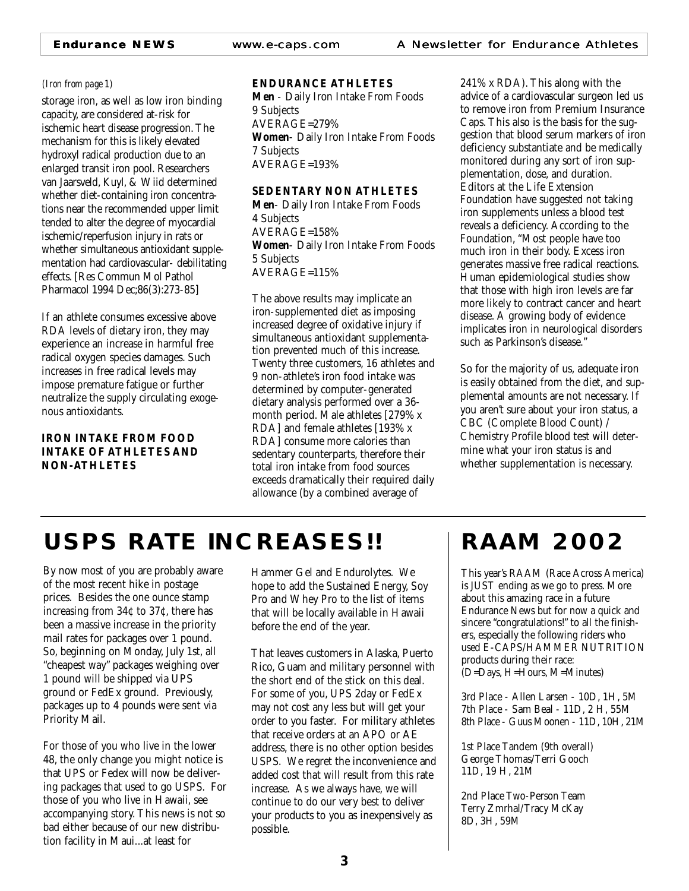*(Iron from page 1)*

storage iron, as well as low iron binding capacity, are considered at-risk for ischemic heart disease progression. The mechanism for this is likely elevated hydroxyl radical production due to an enlarged transit iron pool. Researchers van Jaarsveld, Kuyl, & Wiid determined whether diet-containing iron concentrations near the recommended upper limit tended to alter the degree of myocardial ischemic/reperfusion injury in rats or whether simultaneous antioxidant supplementation had cardiovascular- debilitating effects. [Res Commun Mol Pathol Pharmacol 1994 Dec;86(3):273-85]

If an athlete consumes excessive above RDA levels of dietary iron, they may experience an increase in harmful free radical oxygen species damages. Such increases in free radical levels may impose premature fatigue or further neutralize the supply circulating exogenous antioxidants.

**IRON INTAKE FROM FOOD INTAKE OF ATHLETES AND NON-ATHLETES**

**ENDURANCE ATHLETES**

**Men** - Daily Iron Intake From Foods
9 Subjects
AVERAGE=279%

**Women**- Daily Iron Intake From Foods
7 Subjects
AVERAGE=193%

**SEDENTARY NON ATHLETES**

**Men**- Daily Iron Intake From Foods
4 Subjects
AVERAGE=158%

**Women**- Daily Iron Intake From Foods
5 Subjects
AVERAGE=115%

The above results may implicate an iron-supplemented diet as imposing increased degree of oxidative injury if simultaneous antioxidant supplementation prevented much of this increase. Twenty three customers, 16 athletes and 9 non-athlete's iron food intake was determined by computer-generated dietary analysis performed over a 36-month period. Male athletes [279% x RDA] and female athletes [193% x RDA] consume more calories than sedentary counterparts, therefore their total iron intake from food sources exceeds dramatically their required daily allowance (by a combined average of 241% x RDA). This along with the advice of a cardiovascular surgeon led us to remove iron from Premium Insurance Caps. This also is the basis for the suggestion that blood serum markers of iron deficiency substantiate and be medically monitored during any sort of iron supplementation, dose, and duration. Editors at the Life Extension Foundation have suggested not taking iron supplements unless a blood test reveals a deficiency. According to the Foundation, "Most people have too much iron in their body. Excess iron generates massive free radical reactions. Human epidemiological studies show that those with high iron levels are far more likely to contract cancer and heart disease. A growing body of evidence implicates iron in neurological disorders such as Parkinson's disease."

So for the majority of us, adequate iron is easily obtained from the diet, and supplemental amounts are not necessary. If you aren't sure about your iron status, a CBC (Complete Blood Count) / Chemistry Profile blood test will determine what your iron status is and whether supplementation is necessary.

# USPS RATE INCREASES!!

By now most of you are probably aware of the most recent hike in postage prices. Besides the one ounce stamp increasing from 34¢ to 37¢, there has been a massive increase in the priority mail rates for packages over 1 pound. So, beginning on Monday, July 1st, all "cheapest way" packages weighing over 1 pound will be shipped via UPS ground or FedEx ground. Previously, packages up to 4 pounds were sent via Priority Mail.

For those of you who live in the lower 48, the only change you might notice is that UPS or Fedex will now be delivering packages that used to go USPS. For those of you who live in Hawaii, see accompanying story. This news is not so bad either because of our new distribution facility in Maui...at least for Hammer Gel and Endurolytes. We hope to add the Sustained Energy, Soy Pro and Whey Pro to the list of items that will be locally available in Hawaii before the end of the year.

That leaves customers in Alaska, Puerto Rico, Guam and military personnel with the short end of the stick on this deal. For some of you, UPS 2day or FedEx may not cost any less but will get your order to you faster. For military athletes that receive orders at an APO or AE address, there is no other option besides USPS. We regret the inconvenience and added cost that will result from this rate increase. As we always have, we will continue to do our very best to deliver your products to you as inexpensively as possible.

# RAAM 2002

This year's RAAM (Race Across America) is JUST ending as we go to press. More about this amazing race in a future Endurance News but for now a quick and sincere "congratulations!" to all the finishers, especially the following riders who used E-CAPS/HAMMER NUTRITION products during their race:
(D=Days, H=Hours, M=Minutes)

3rd Place - Allen Larsen - 10D, 1H, 5M
7th Place - Sam Beal - 11D, 2 H, 55M
8th Place - Guus Moonen - 11D, 10H, 21M

1st Place Tandem (9th overall)
George Thomas/Terri Gooch
11D, 19 H, 21M

2nd Place Two-Person Team
Terry Zmrhal/Tracy McKay
8D, 3H, 59M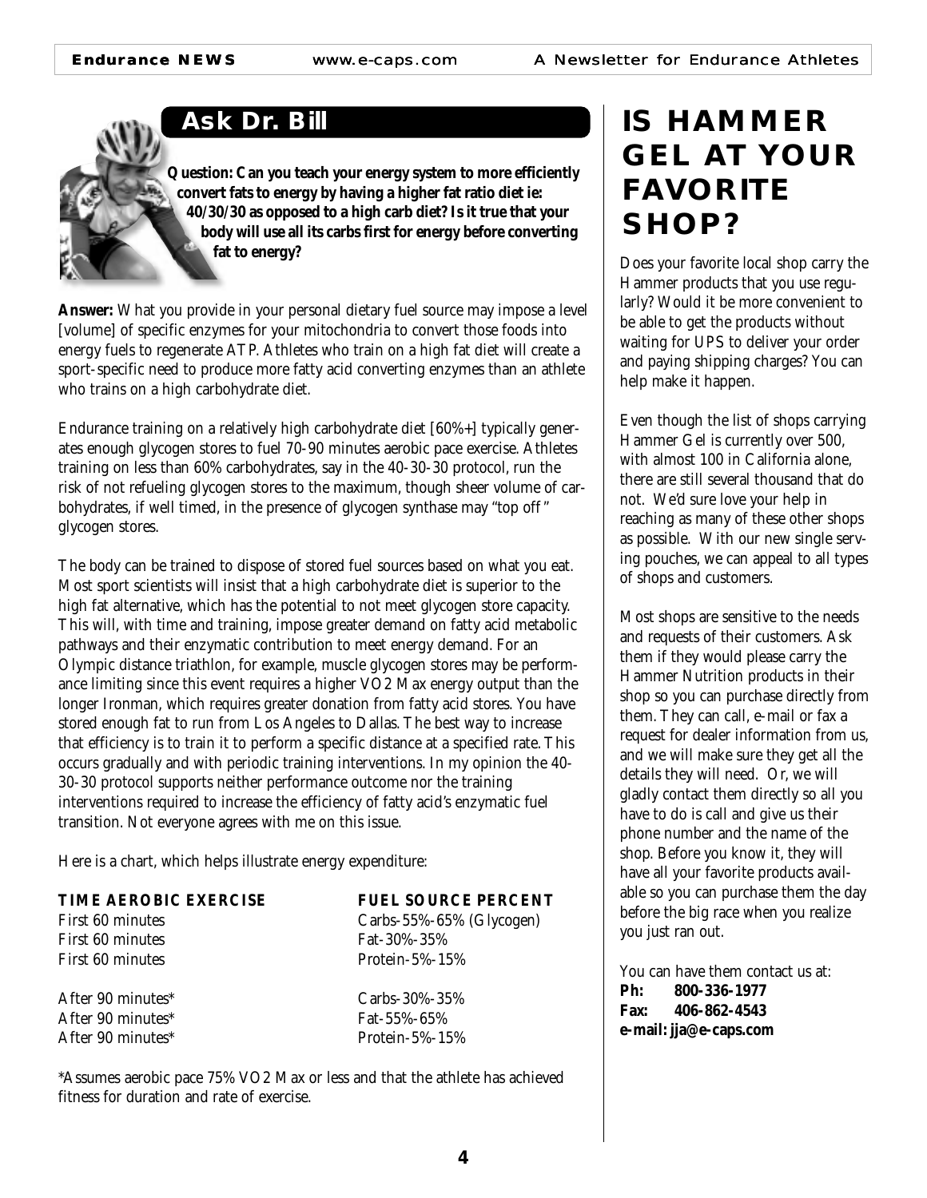## Ask Dr. Bill

**Question: Can you teach your energy system to more efficiently convert fats to energy by having a higher fat ratio diet ie: 40/30/30 as opposed to a high carb diet? Is it true that your body will use all its carbs first for energy before converting fat to energy?**

**Answer:** What you provide in your personal dietary fuel source may impose a level [volume] of specific enzymes for your mitochondria to convert those foods into energy fuels to regenerate ATP. Athletes who train on a high fat diet will create a sport-specific need to produce more fatty acid converting enzymes than an athlete who trains on a high carbohydrate diet.

Endurance training on a relatively high carbohydrate diet [60%+] typically generates enough glycogen stores to fuel 70-90 minutes aerobic pace exercise. Athletes training on less than 60% carbohydrates, say in the 40-30-30 protocol, run the risk of not refueling glycogen stores to the maximum, though sheer volume of carbohydrates, if well timed, in the presence of glycogen synthase may "top off" glycogen stores.

The body can be trained to dispose of stored fuel sources based on what you eat. Most sport scientists will insist that a high carbohydrate diet is superior to the high fat alternative, which has the potential to not meet glycogen store capacity. This will, with time and training, impose greater demand on fatty acid metabolic pathways and their enzymatic contribution to meet energy demand. For an Olympic distance triathlon, for example, muscle glycogen stores may be performance limiting since this event requires a higher VO2 Max energy output than the longer Ironman, which requires greater donation from fatty acid stores. You have stored enough fat to run from Los Angeles to Dallas. The best way to increase that efficiency is to train it to perform a specific distance at a specified rate. This occurs gradually and with periodic training interventions. In my opinion the 40-30-30 protocol supports neither performance outcome nor the training interventions required to increase the efficiency of fatty acid's enzymatic fuel transition. Not everyone agrees with me on this issue.

Here is a chart, which helps illustrate energy expenditure:

| TIME AEROBIC EXERCISE | FUEL SOURCE PERCENT |
|---|---|
| First 60 minutes | Carbs-55%-65% (Glycogen) |
| First 60 minutes | Fat-30%-35% |
| First 60 minutes | Protein-5%-15% |
| After 90 minutes* | Carbs-30%-35% |
| After 90 minutes* | Fat-55%-65% |
| After 90 minutes* | Protein-5%-15% |

*Assumes aerobic pace 75% VO2 Max or less and that the athlete has achieved fitness for duration and rate of exercise.

# IS HAMMER GEL AT YOUR FAVORITE SHOP?

Does your favorite local shop carry the Hammer products that you use regularly? Would it be more convenient to be able to get the products without waiting for UPS to deliver your order and paying shipping charges? You can help make it happen.

Even though the list of shops carrying Hammer Gel is currently over 500, with almost 100 in California alone, there are still several thousand that do not. We'd sure love your help in reaching as many of these other shops as possible. With our new single serving pouches, we can appeal to all types of shops and customers.

Most shops are sensitive to the needs and requests of their customers. Ask them if they would please carry the Hammer Nutrition products in their shop so you can purchase directly from them. They can call, e-mail or fax a request for dealer information from us, and we will make sure they get all the details they will need. Or, we will gladly contact them directly so all you have to do is call and give us their phone number and the name of the shop. Before you know it, they will have all your favorite products available so you can purchase them the day before the big race when you realize you just ran out.

You can have them contact us at:
**Ph: 800-336-1977**
**Fax: 406-862-4543**
**e-mail: jja@e-caps.com**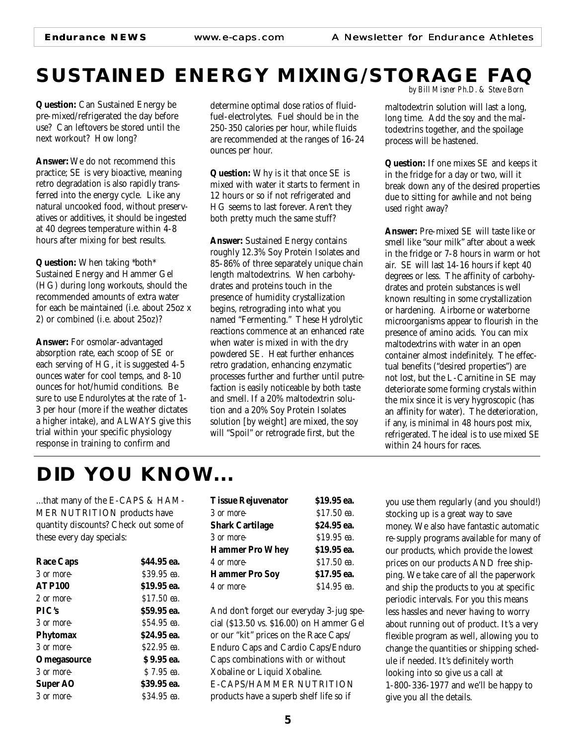# SUSTAINED ENERGY MIXING/STORAGE FAQ

*by Bill Misner Ph.D. & Steve Born*

**Question:** Can Sustained Energy be pre-mixed/refrigerated the day before use? Can leftovers be stored until the next workout? How long?

**Answer:** We do not recommend this practice; SE is very bioactive, meaning retro degradation is also rapidly transferred into the energy cycle. Like any natural uncooked food, without preservatives or additives, it should be ingested at 40 degrees temperature within 4-8 hours after mixing for best results.

**Question:** When taking \*both\* Sustained Energy and Hammer Gel (HG) during long workouts, should the recommended amounts of extra water for each be maintained (i.e. about 25oz x 2) or combined (i.e. about 25oz)?

**Answer:** For osmolar-advantaged absorption rate, each scoop of SE or each serving of HG, it is suggested 4-5 ounces water for cool temps, and 8-10 ounces for hot/humid conditions. Be sure to use Endurolytes at the rate of 1-3 per hour (more if the weather dictates a higher intake), and ALWAYS give this trial within your specific physiology response in training to confirm and determine optimal dose ratios of fluid-fuel-electrolytes. Fuel should be in the 250-350 calories per hour, while fluids are recommended at the ranges of 16-24 ounces per hour.

**Question:** Why is it that once SE is mixed with water it starts to ferment in 12 hours or so if not refrigerated and HG seems to last forever. Aren't they both pretty much the same stuff?

**Answer:** Sustained Energy contains roughly 12.3% Soy Protein Isolates and 85-86% of three separately unique chain length maltodextrins. When carbohydrates and proteins touch in the presence of humidity crystallization begins, retrograding into what you named "Fermenting." These Hydrolytic reactions commence at an enhanced rate when water is mixed in with the dry powdered SE. Heat further enhances retro gradation, enhancing enzymatic processes further and further until putrefaction is easily noticeable by both taste and smell. If a 20% maltodextrin solution and a 20% Soy Protein Isolates solution [by weight] are mixed, the soy will "Spoil" or retrograde first, but the maltodextrin solution will last a long, long time. Add the soy and the maltodextrins together, and the spoilage process will be hastened.

**Question:** If one mixes SE and keeps it in the fridge for a day or two, will it break down any of the desired properties due to sitting for awhile and not being used right away?

**Answer:** Pre-mixed SE will taste like or smell like "sour milk" after about a week in the fridge or 7-8 hours in warm or hot air. SE will last 14-16 hours if kept 40 degrees or less. The affinity of carbohydrates and protein substances is well known resulting in some crystallization or hardening. Airborne or waterborne microorganisms appear to flourish in the presence of amino acids. You can mix maltodextrins with water in an open container almost indefinitely. The effectual benefits ("desired properties") are not lost, but the L-Carnitine in SE may deteriorate some forming crystals within the mix since it is very hygroscopic (has an affinity for water). The deterioration, if any, is minimal in 48 hours post mix, refrigerated. The ideal is to use mixed SE within 24 hours for races.

# DID YOU KNOW...

...that many of the E-CAPS & HAMMER NUTRITION products have quantity discounts? Check out some of these every day specials:

| Product | Price |
|---|---|
| **Race Caps** | **$44.95 ea.** |
| *3 or more-* | *$39.95 ea.* |
| **ATP100** | **$19.95 ea.** |
| *2 or more-* | *$17.50 ea.* |
| **PIC's** | **$59.95 ea.** |
| *3 or more-* | *$54.95 ea.* |
| **Phytomax** | **$24.95 ea.** |
| *3 or more-* | *$22.95 ea.* |
| **Omegasource** | **$ 9.95 ea.** |
| *3 or more-* | *$ 7.95 ea.* |
| **Super AO** | **$39.95 ea.** |
| *3 or more-* | *$34.95 ea.* |
| **Tissue Rejuvenator** | **$19.95 ea.** |
| *3 or more-* | *$17.50 ea.* |
| **Shark Cartilage** | **$24.95 ea.** |
| *3 or more-* | *$19.95 ea.* |
| **Hammer Pro Whey** | **$19.95 ea.** |
| *4 or more-* | *$17.50 ea.* |
| **Hammer Pro Soy** | **$17.95 ea.** |
| *4 or more-* | *$14.95 ea.* |

And don't forget our everyday 3-jug special ($13.50 vs. $16.00) on Hammer Gel or our "kit" prices on the Race Caps/Enduro Caps and Cardio Caps/Enduro Caps combinations with or without Xobaline or Liquid Xobaline. E-CAPS/HAMMER NUTRITION products have a superb shelf life so if you use them regularly (and you should!) stocking up is a great way to save money. We also have fantastic automatic re-supply programs available for many of our products, which provide the lowest prices on our products AND free shipping. We take care of all the paperwork and ship the products to you at specific periodic intervals. For you this means less hassles and never having to worry about running out of product. It's a very flexible program as well, allowing you to change the quantities or shipping schedule if needed. It's definitely worth looking into so give us a call at 1-800-336-1977 and we'll be happy to give you all the details.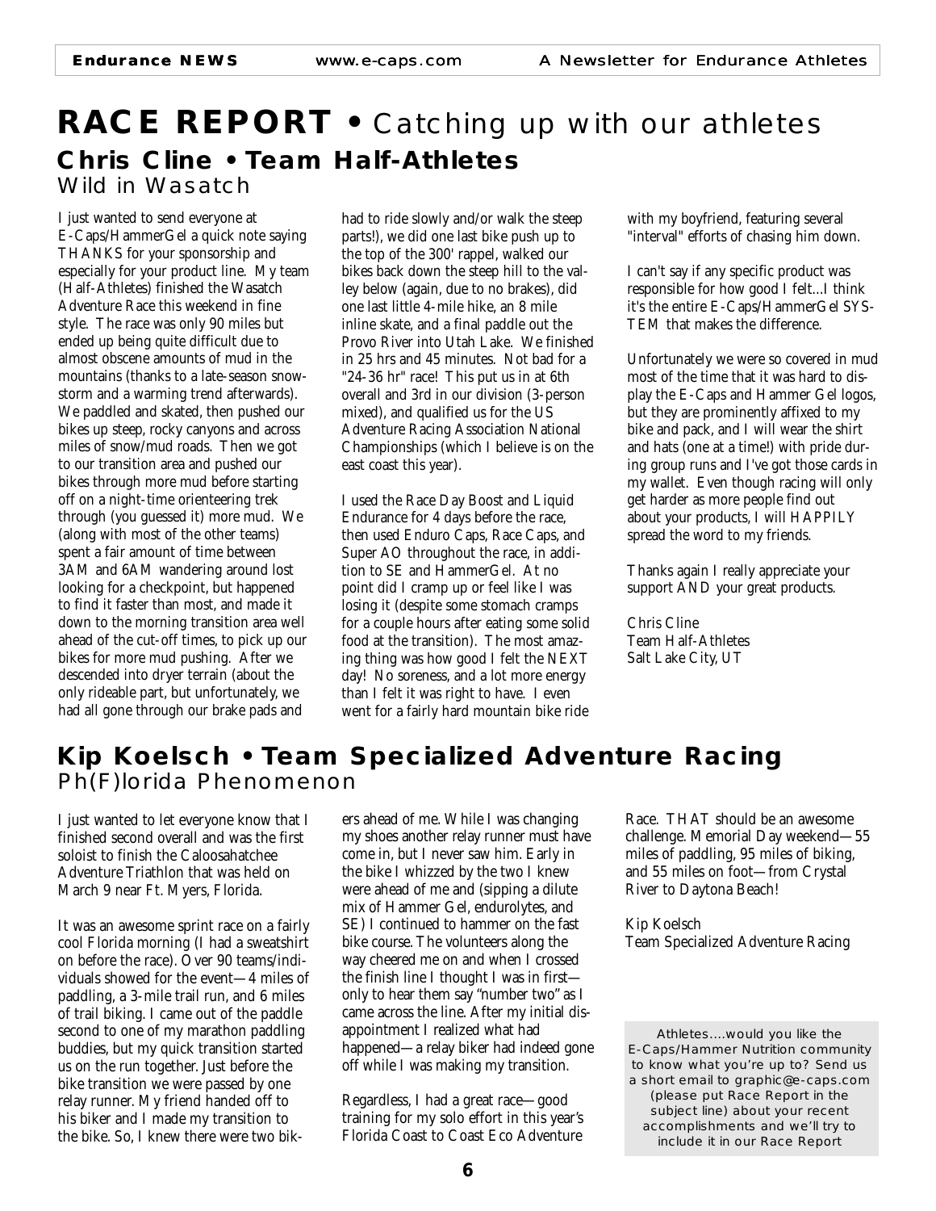# RACE REPORT • Catching up with our athletes

## Chris Cline • Team Half-Athletes

### Wild in Wasatch

I just wanted to send everyone at E-Caps/HammerGel a quick note saying THANKS for your sponsorship and especially for your product line. My team (Half-Athletes) finished the Wasatch Adventure Race this weekend in fine style. The race was only 90 miles but ended up being quite difficult due to almost obscene amounts of mud in the mountains (thanks to a late-season snowstorm and a warming trend afterwards). We paddled and skated, then pushed our bikes up steep, rocky canyons and across miles of snow/mud roads. Then we got to our transition area and pushed our bikes through more mud before starting off on a night-time orienteering trek through (you guessed it) more mud. We (along with most of the other teams) spent a fair amount of time between 3AM and 6AM wandering around lost looking for a checkpoint, but happened to find it faster than most, and made it down to the morning transition area well ahead of the cut-off times, to pick up our bikes for more mud pushing. After we descended into dryer terrain (about the only rideable part, but unfortunately, we had all gone through our brake pads and had to ride slowly and/or walk the steep parts!), we did one last bike push up to the top of the 300' rappel, walked our bikes back down the steep hill to the valley below (again, due to no brakes), did one last little 4-mile hike, an 8 mile inline skate, and a final paddle out the Provo River into Utah Lake. We finished in 25 hrs and 45 minutes. Not bad for a "24-36 hr" race! This put us in at 6th overall and 3rd in our division (3-person mixed), and qualified us for the US Adventure Racing Association National Championships (which I believe is on the east coast this year).

I used the Race Day Boost and Liquid Endurance for 4 days before the race, then used Enduro Caps, Race Caps, and Super AO throughout the race, in addition to SE and HammerGel. At no point did I cramp up or feel like I was losing it (despite some stomach cramps for a couple hours after eating some solid food at the transition). The most amazing thing was how good I felt the NEXT day! No soreness, and a lot more energy than I felt it was right to have. I even went for a fairly hard mountain bike ride with my boyfriend, featuring several "interval" efforts of chasing him down.

I can't say if any specific product was responsible for how good I felt...I think it's the entire E-Caps/HammerGel SYSTEM that makes the difference.

Unfortunately we were so covered in mud most of the time that it was hard to display the E-Caps and Hammer Gel logos, but they are prominently affixed to my bike and pack, and I will wear the shirt and hats (one at a time!) with pride during group runs and I've got those cards in my wallet. Even though racing will only get harder as more people find out about your products, I will HAPPILY spread the word to my friends.

Thanks again I really appreciate your support AND your great products.

Chris Cline  
Team Half-Athletes  
Salt Lake City, UT

## Kip Koelsch • Team Specialized Adventure Racing

### Ph(F)lorida Phenomenon

I just wanted to let everyone know that I finished second overall and was the first soloist to finish the Caloosahatchee Adventure Triathlon that was held on March 9 near Ft. Myers, Florida.

It was an awesome sprint race on a fairly cool Florida morning (I had a sweatshirt on before the race). Over 90 teams/individuals showed for the event—4 miles of paddling, a 3-mile trail run, and 6 miles of trail biking. I came out of the paddle second to one of my marathon paddling buddies, but my quick transition started us on the run together. Just before the bike transition we were passed by one relay runner. My friend handed off to his biker and I made my transition to the bike. So, I knew there were two bikers ahead of me. While I was changing my shoes another relay runner must have come in, but I never saw him. Early in the bike I whizzed by the two I knew were ahead of me and (sipping a dilute mix of Hammer Gel, endurolytes, and SE) I continued to hammer on the fast bike course. The volunteers along the way cheered me on and when I crossed the finish line I thought I was in first—only to hear them say "number two" as I came across the line. After my initial disappointment I realized what had happened—a relay biker had indeed gone off while I was making my transition.

Regardless, I had a great race—good training for my solo effort in this year's Florida Coast to Coast Eco Adventure Race. THAT should be an awesome challenge. Memorial Day weekend—55 miles of paddling, 95 miles of biking, and 55 miles on foot—from Crystal River to Daytona Beach!

Kip Koelsch  
Team Specialized Adventure Racing

Athletes....would you like the E-Caps/Hammer Nutrition community to know what you're up to? Send us a short email to graphic@e-caps.com (please put Race Report in the subject line) about your recent accomplishments and we'll try to include it in our Race Report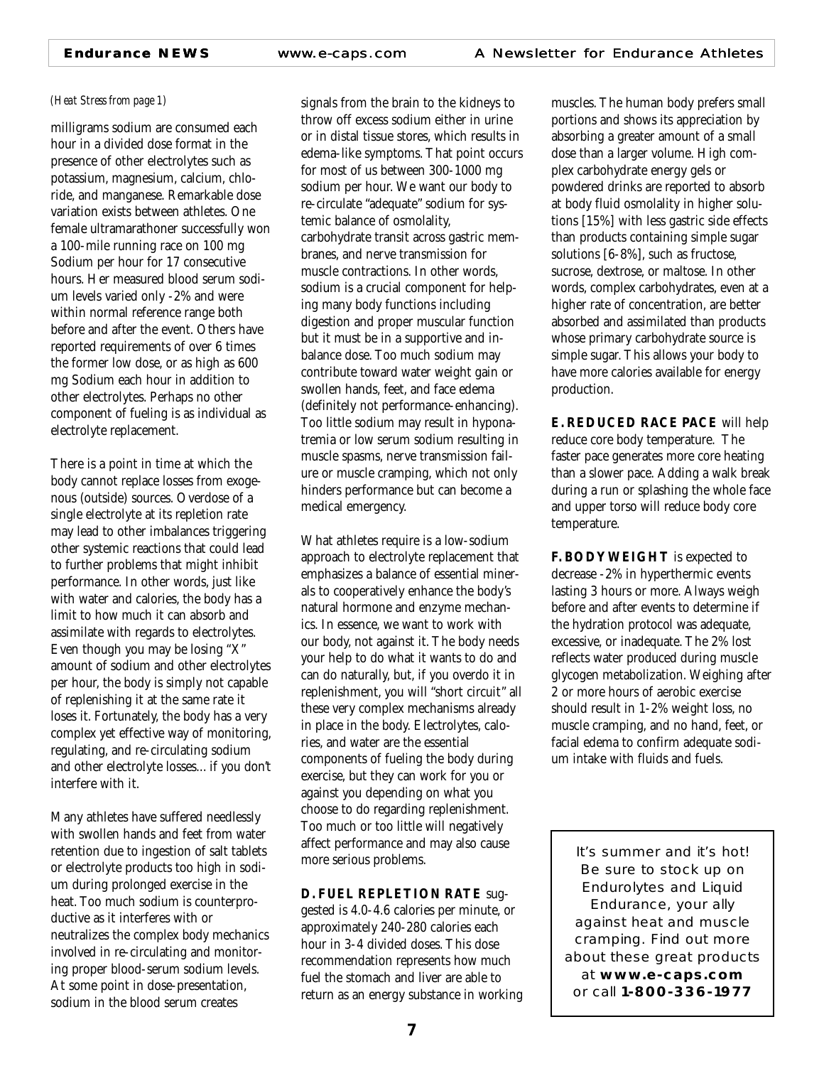*(Heat Stress from page 1)*

milligrams sodium are consumed each hour in a divided dose format in the presence of other electrolytes such as potassium, magnesium, calcium, chloride, and manganese. Remarkable dose variation exists between athletes. One female ultramarathoner successfully won a 100-mile running race on 100 mg Sodium per hour for 17 consecutive hours. Her measured blood serum sodium levels varied only -2% and were within normal reference range both before and after the event. Others have reported requirements of over 6 times the former low dose, or as high as 600 mg Sodium each hour in addition to other electrolytes. Perhaps no other component of fueling is as individual as electrolyte replacement.

There is a point in time at which the body cannot replace losses from exogenous (outside) sources. Overdose of a single electrolyte at its repletion rate may lead to other imbalances triggering other systemic reactions that could lead to further problems that might inhibit performance. In other words, just like with water and calories, the body has a limit to how much it can absorb and assimilate with regards to electrolytes. Even though you may be losing "X" amount of sodium and other electrolytes per hour, the body is simply not capable of replenishing it at the same rate it loses it. Fortunately, the body has a very complex yet effective way of monitoring, regulating, and re-circulating sodium and other electrolyte losses... if you don't interfere with it.

Many athletes have suffered needlessly with swollen hands and feet from water retention due to ingestion of salt tablets or electrolyte products too high in sodium during prolonged exercise in the heat. Too much sodium is counterproductive as it interferes with or neutralizes the complex body mechanics involved in re-circulating and monitoring proper blood-serum sodium levels. At some point in dose-presentation, sodium in the blood serum creates signals from the brain to the kidneys to throw off excess sodium either in urine or in distal tissue stores, which results in edema-like symptoms. That point occurs for most of us between 300-1000 mg sodium per hour. We want our body to re-circulate "adequate" sodium for systemic balance of osmolality, carbohydrate transit across gastric membranes, and nerve transmission for muscle contractions. In other words, sodium is a crucial component for helping many body functions including digestion and proper muscular function but it must be in a supportive and in-balance dose. Too much sodium may contribute toward water weight gain or swollen hands, feet, and face edema (definitely not performance-enhancing). Too little sodium may result in hyponatremia or low serum sodium resulting in muscle spasms, nerve transmission failure or muscle cramping, which not only hinders performance but can become a medical emergency.

What athletes require is a low-sodium approach to electrolyte replacement that emphasizes a balance of essential minerals to cooperatively enhance the body's natural hormone and enzyme mechanics. In essence, we want to work with our body, not against it. The body needs your help to do what it wants to do and can do naturally, but, if you overdo it in replenishment, you will "short circuit" all these very complex mechanisms already in place in the body. Electrolytes, calories, and water are the essential components of fueling the body during exercise, but they can work for you or against you depending on what you choose to do regarding replenishment. Too much or too little will negatively affect performance and may also cause more serious problems.

**D. FUEL REPLETION RATE** suggested is 4.0-4.6 calories per minute, or approximately 240-280 calories each hour in 3-4 divided doses. This dose recommendation represents how much fuel the stomach and liver are able to return as an energy substance in working muscles. The human body prefers small portions and shows its appreciation by absorbing a greater amount of a small dose than a larger volume. High complex carbohydrate energy gels or powdered drinks are reported to absorb at body fluid osmolality in higher solutions [15%] with less gastric side effects than products containing simple sugar solutions [6-8%], such as fructose, sucrose, dextrose, or maltose. In other words, complex carbohydrates, even at a higher rate of concentration, are better absorbed and assimilated than products whose primary carbohydrate source is simple sugar. This allows your body to have more calories available for energy production.

**E. REDUCED RACE PACE** will help reduce core body temperature. The faster pace generates more core heating than a slower pace. Adding a walk break during a run or splashing the whole face and upper torso will reduce body core temperature.

**F. BODY WEIGHT** is expected to decrease -2% in hyperthermic events lasting 3 hours or more. Always weigh before and after events to determine if the hydration protocol was adequate, excessive, or inadequate. The 2% lost reflects water produced during muscle glycogen metabolization. Weighing after 2 or more hours of aerobic exercise should result in 1-2% weight loss, no muscle cramping, and no hand, feet, or facial edema to confirm adequate sodium intake with fluids and fuels.

It's summer and it's hot! Be sure to stock up on Endurolytes and Liquid Endurance, your ally against heat and muscle cramping. Find out more about these great products at **www.e-caps.com** or call **1-800-336-1977**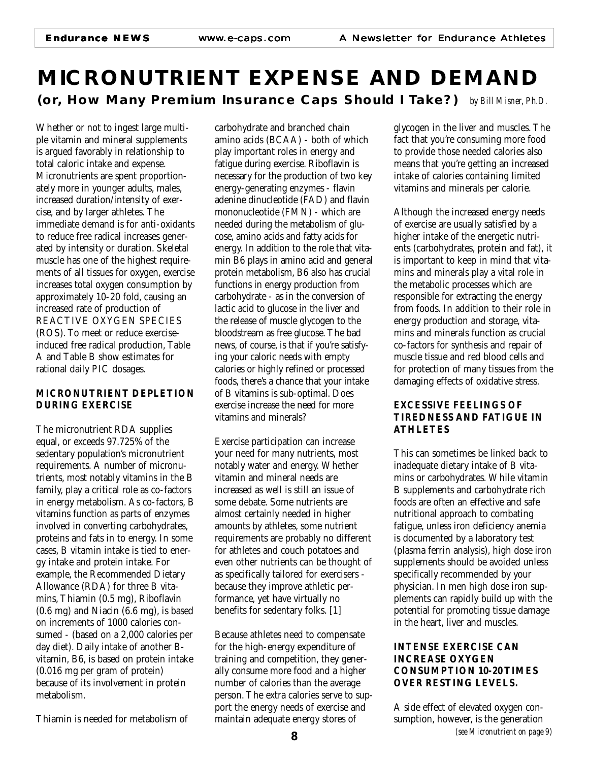# MICRONUTRIENT EXPENSE AND DEMAND

## (or, How Many Premium Insurance Caps Should I Take?) *by Bill Misner, Ph.D.*

Whether or not to ingest large multiple vitamin and mineral supplements is argued favorably in relationship to total caloric intake and expense. Micronutrients are spent proportionately more in younger adults, males, increased duration/intensity of exercise, and by larger athletes. The immediate demand is for anti-oxidants to reduce free radical increases generated by intensity or duration. Skeletal muscle has one of the highest requirements of all tissues for oxygen, exercise increases total oxygen consumption by approximately 10-20 fold, causing an increased rate of production of REACTIVE OXYGEN SPECIES (ROS). To meet or reduce exercise-induced free radical production, Table A and Table B show estimates for rational daily PIC dosages.

### MICRONUTRIENT DEPLETION DURING EXERCISE

The micronutrient RDA supplies equal, or exceeds 97.725% of the sedentary population's micronutrient requirements. A number of micronutrients, most notably vitamins in the B family, play a critical role as co-factors in energy metabolism. As co-factors, B vitamins function as parts of enzymes involved in converting carbohydrates, proteins and fats in to energy. In some cases, B vitamin intake is tied to energy intake and protein intake. For example, the Recommended Dietary Allowance (RDA) for three B vitamins, Thiamin (0.5 mg), Riboflavin (0.6 mg) and Niacin (6.6 mg), is based on increments of 1000 calories consumed - (based on a 2,000 calories per day diet). Daily intake of another B-vitamin, B6, is based on protein intake (0.016 mg per gram of protein) because of its involvement in protein metabolism.

Thiamin is needed for metabolism of carbohydrate and branched chain amino acids (BCAA) - both of which play important roles in energy and fatigue during exercise. Riboflavin is necessary for the production of two key energy-generating enzymes - flavin adenine dinucleotide (FAD) and flavin mononucleotide (FMN) - which are needed during the metabolism of glucose, amino acids and fatty acids for energy. In addition to the role that vitamin B6 plays in amino acid and general protein metabolism, B6 also has crucial functions in energy production from carbohydrate - as in the conversion of lactic acid to glucose in the liver and the release of muscle glycogen to the bloodstream as free glucose. The bad news, of course, is that if you're satisfying your caloric needs with empty calories or highly refined or processed foods, there's a chance that your intake of B vitamins is sub-optimal. Does exercise increase the need for more vitamins and minerals?

Exercise participation can increase your need for many nutrients, most notably water and energy. Whether vitamin and mineral needs are increased as well is still an issue of some debate. Some nutrients are almost certainly needed in higher amounts by athletes, some nutrient requirements are probably no different for athletes and couch potatoes and even other nutrients can be thought of as specifically tailored for exercisers - because they improve athletic performance, yet have virtually no benefits for sedentary folks. [1]

Because athletes need to compensate for the high-energy expenditure of training and competition, they generally consume more food and a higher number of calories than the average person. The extra calories serve to support the energy needs of exercise and maintain adequate energy stores of glycogen in the liver and muscles. The fact that you're consuming more food to provide those needed calories also means that you're getting an increased intake of calories containing limited vitamins and minerals per calorie.

Although the increased energy needs of exercise are usually satisfied by a higher intake of the energetic nutrients (carbohydrates, protein and fat), it is important to keep in mind that vitamins and minerals play a vital role in the metabolic processes which are responsible for extracting the energy from foods. In addition to their role in energy production and storage, vitamins and minerals function as crucial co-factors for synthesis and repair of muscle tissue and red blood cells and for protection of many tissues from the damaging effects of oxidative stress.

### EXCESSIVE FEELINGS OF TIREDNESS AND FATIGUE IN ATHLETES

This can sometimes be linked back to inadequate dietary intake of B vitamins or carbohydrates. While vitamin B supplements and carbohydrate rich foods are often an effective and safe nutritional approach to combating fatigue, unless iron deficiency anemia is documented by a laboratory test (plasma ferrin analysis), high dose iron supplements should be avoided unless specifically recommended by your physician. In men high dose iron supplements can rapidly build up with the potential for promoting tissue damage in the heart, liver and muscles.

### INTENSE EXERCISE CAN INCREASE OXYGEN CONSUMPTION 10-20 TIMES OVER RESTING LEVELS.

A side effect of elevated oxygen consumption, however, is the generation

*(see Micronutrient on page 9)*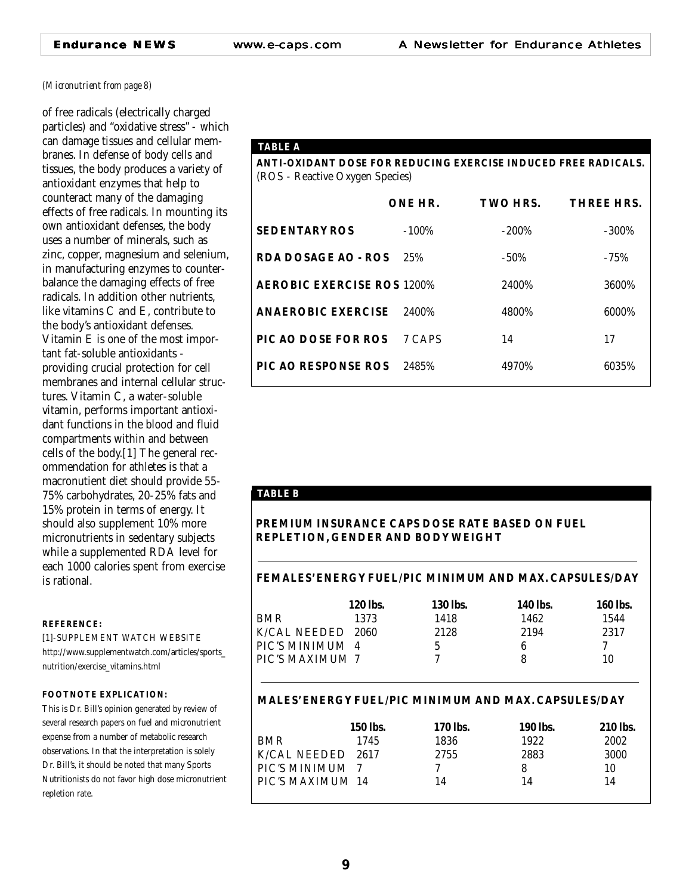*(Micronutrient from page 8)*

of free radicals (electrically charged particles) and "oxidative stress" - which can damage tissues and cellular membranes. In defense of body cells and tissues, the body produces a variety of antioxidant enzymes that help to counteract many of the damaging effects of free radicals. In mounting its own antioxidant defenses, the body uses a number of minerals, such as zinc, copper, magnesium and selenium, in manufacturing enzymes to counterbalance the damaging effects of free radicals. In addition other nutrients, like vitamins C and E, contribute to the body's antioxidant defenses. Vitamin E is one of the most important fat-soluble antioxidants - providing crucial protection for cell membranes and internal cellular structures. Vitamin C, a water-soluble vitamin, performs important antioxidant functions in the blood and fluid compartments within and between cells of the body.[1] The general recommendation for athletes is that a macronutient diet should provide 55-75% carbohydrates, 20-25% fats and 15% protein in terms of energy. It should also supplement 10% more micronutrients in sedentary subjects while a supplemented RDA level for each 1000 calories spent from exercise is rational.

**REFERENCE:**

[1]-SUPPLEMENT WATCH WEBSITE
http://www.supplementwatch.com/articles/sports_nutrition/exercise_vitamins.html

**FOOTNOTE EXPLICATION:**

This is Dr. Bill's opinion generated by review of several research papers on fuel and micronutrient expense from a number of metabolic research observations. In that the interpretation is solely Dr. Bill's, it should be noted that many Sports Nutritionists do not favor high dose micronutrient repletion rate.

**TABLE A**

**ANTI-OXIDANT DOSE FOR REDUCING EXERCISE INDUCED FREE RADICALS.** (ROS - Reactive Oxygen Species)

| | ONE HR. | TWO HRS. | THREE HRS. |
|---|---|---|---|
| **SEDENTARY ROS** | -100% | -200% | -300% |
| **RDA DOSAGE AO - ROS** | 25% | -50% | -75% |
| **AEROBIC EXERCISE ROS** | 1200% | 2400% | 3600% |
| **ANAEROBIC EXERCISE** | 2400% | 4800% | 6000% |
| **PIC AO DOSE FOR ROS** | 7 CAPS | 14 | 17 |
| **PIC AO RESPONSE ROS** | 2485% | 4970% | 6035% |

**TABLE B**

**PREMIUM INSURANCE CAPS DOSE RATE BASED ON FUEL REPLETION, GENDER AND BODY WEIGHT**

**FEMALES' ENERGY FUEL/PIC MINIMUM AND MAX. CAPSULES/DAY**

| | **120 lbs.** | **130 lbs.** | **140 lbs.** | **160 lbs.** |
|---|---|---|---|---|
| BMR | 1373 | 1418 | 1462 | 1544 |
| K/CAL NEEDED | 2060 | 2128 | 2194 | 2317 |
| PIC'S MINIMUM | 4 | 5 | 6 | 7 |
| PIC'S MAXIMUM | 7 | 7 | 8 | 10 |

**MALES' ENERGY FUEL/PIC MINIMUM AND MAX. CAPSULES/DAY**

| | **150 lbs.** | **170 lbs.** | **190 lbs.** | **210 lbs.** |
|---|---|---|---|---|
| BMR | 1745 | 1836 | 1922 | 2002 |
| K/CAL NEEDED | 2617 | 2755 | 2883 | 3000 |
| PIC'S MINIMUM | 7 | 7 | 8 | 10 |
| PIC'S MAXIMUM | 14 | 14 | 14 | 14 |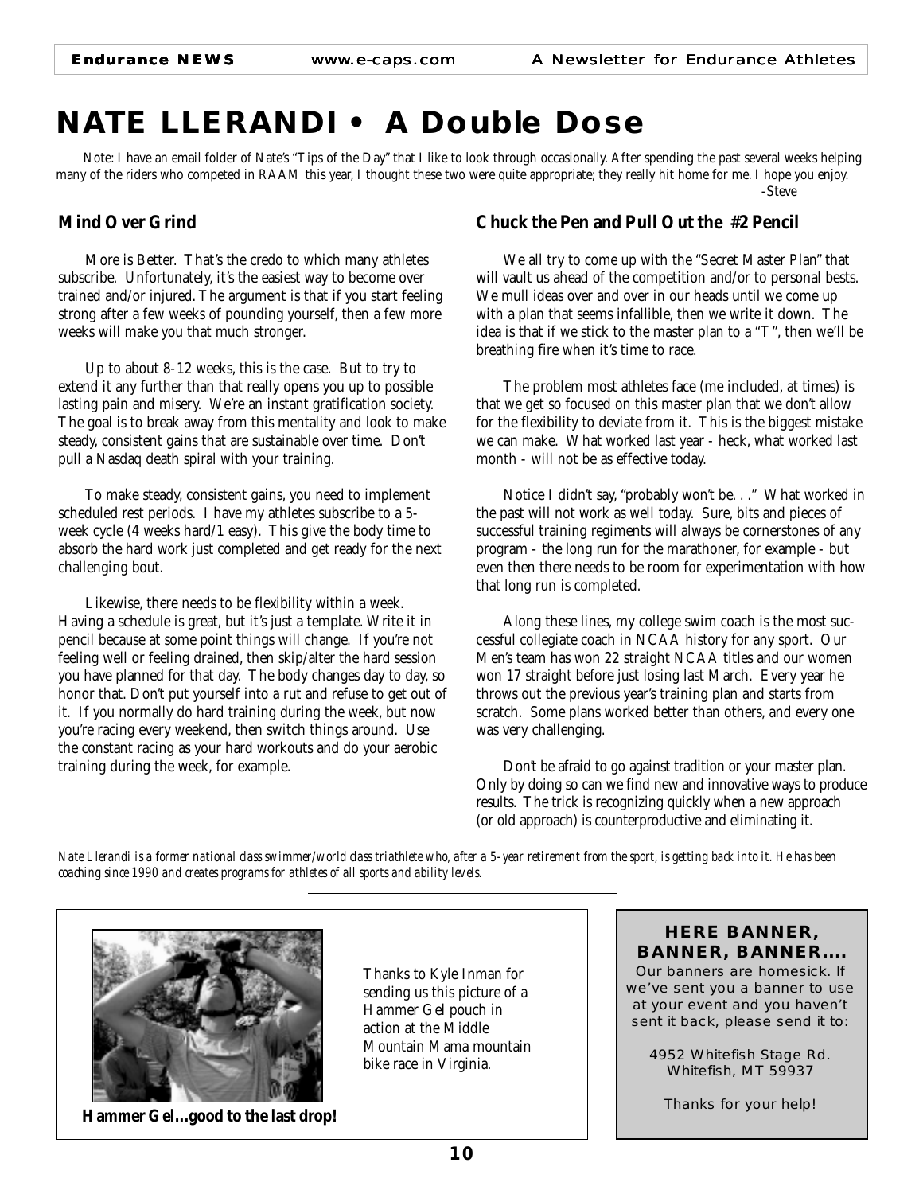# NATE LLERANDI • A Double Dose

*Note: I have an email folder of Nate's "Tips of the Day" that I like to look through occasionally. After spending the past several weeks helping many of the riders who competed in RAAM this year, I thought these two were quite appropriate; they really hit home for me. I hope you enjoy.*

*-Steve*

## Mind Over Grind

More is Better. That's the credo to which many athletes subscribe. Unfortunately, it's the easiest way to become over trained and/or injured. The argument is that if you start feeling strong after a few weeks of pounding yourself, then a few more weeks will make you that much stronger.

Up to about 8-12 weeks, this is the case. But to try to extend it any further than that really opens you up to possible lasting pain and misery. We're an instant gratification society. The goal is to break away from this mentality and look to make steady, consistent gains that are sustainable over time. Don't pull a Nasdaq death spiral with your training.

To make steady, consistent gains, you need to implement scheduled rest periods. I have my athletes subscribe to a 5-week cycle (4 weeks hard/1 easy). This give the body time to absorb the hard work just completed and get ready for the next challenging bout.

Likewise, there needs to be flexibility within a week. Having a schedule is great, but it's just a template. Write it in pencil because at some point things will change. If you're not feeling well or feeling drained, then skip/alter the hard session you have planned for that day. The body changes day to day, so honor that. Don't put yourself into a rut and refuse to get out of it. If you normally do hard training during the week, but now you're racing every weekend, then switch things around. Use the constant racing as your hard workouts and do your aerobic training during the week, for example.

## Chuck the Pen and Pull Out the #2 Pencil

We all try to come up with the "Secret Master Plan" that will vault us ahead of the competition and/or to personal bests. We mull ideas over and over in our heads until we come up with a plan that seems infallible, then we write it down. The idea is that if we stick to the master plan to a "T", then we'll be breathing fire when it's time to race.

The problem most athletes face (me included, at times) is that we get so focused on this master plan that we don't allow for the flexibility to deviate from it. This is the biggest mistake we can make. What worked last year - heck, what worked last month - will not be as effective today.

Notice I didn't say, "probably won't be. . ." What worked in the past will not work as well today. Sure, bits and pieces of successful training regiments will always be cornerstones of any program - the long run for the marathoner, for example - but even then there needs to be room for experimentation with how that long run is completed.

Along these lines, my college swim coach is the most successful collegiate coach in NCAA history for any sport. Our Men's team has won 22 straight NCAA titles and our women won 17 straight before just losing last March. Every year he throws out the previous year's training plan and starts from scratch. Some plans worked better than others, and every one was very challenging.

Don't be afraid to go against tradition or your master plan. Only by doing so can we find new and innovative ways to produce results. The trick is recognizing quickly when a new approach (or old approach) is counterproductive and eliminating it.

*Nate Llerandi is a former national class swimmer/world class triathlete who, after a 5-year retirement from the sport, is getting back into it. He has been coaching since 1990 and creates programs for athletes of all sports and ability levels.*

---

Thanks to Kyle Inman for sending us this picture of a Hammer Gel pouch in action at the Middle Mountain Mama mountain bike race in Virginia.

**Hammer Gel...good to the last drop!**

---

### HERE BANNER, BANNER, BANNER....

Our banners are homesick. If we've sent you a banner to use at your event and you haven't sent it back, please send it to:

4952 Whitefish Stage Rd.
Whitefish, MT 59937

Thanks for your help!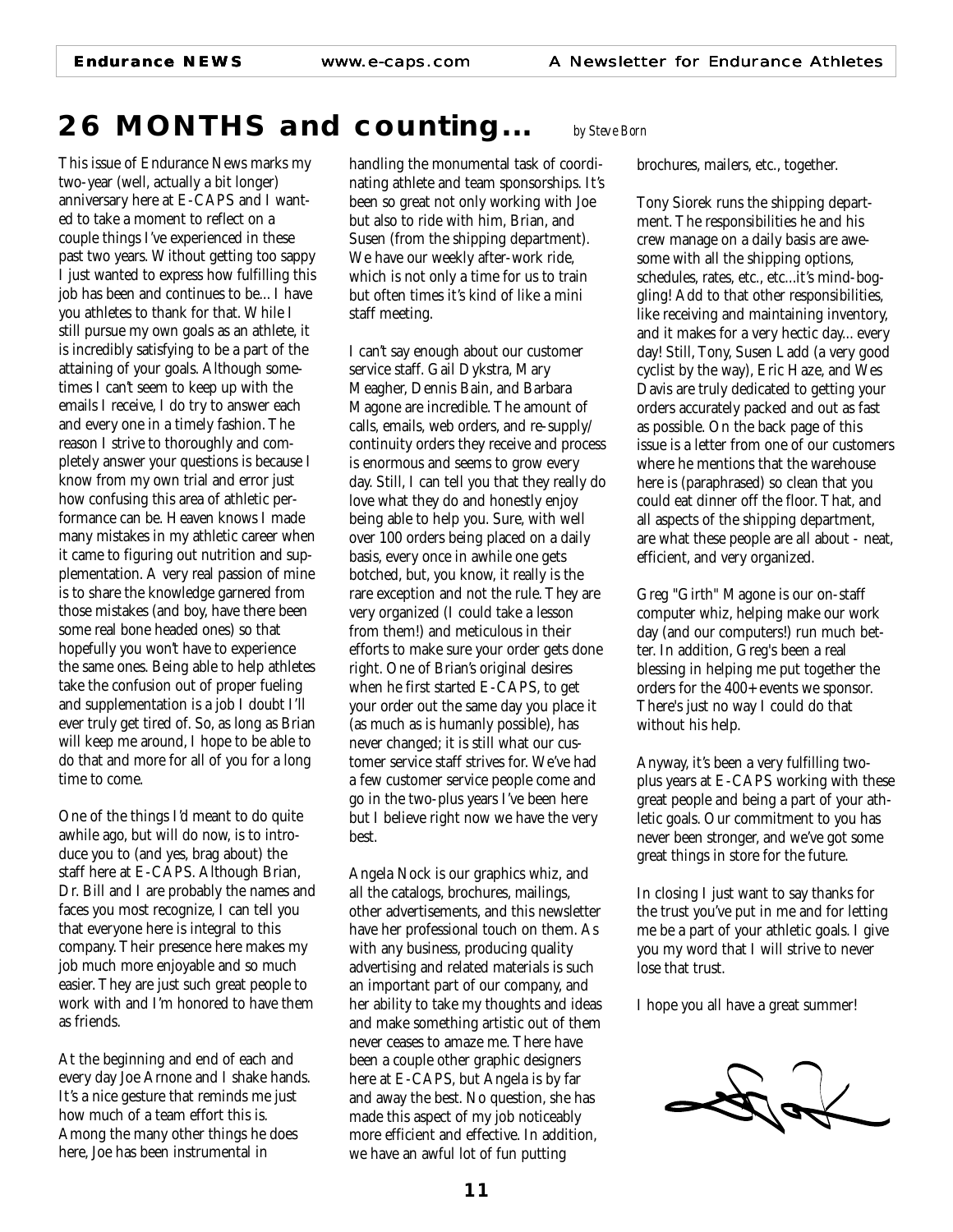# 26 MONTHS and counting...

*by Steve Born*

This issue of Endurance News marks my two-year (well, actually a bit longer) anniversary here at E-CAPS and I wanted to take a moment to reflect on a couple things I've experienced in these past two years. Without getting too sappy I just wanted to express how fulfilling this job has been and continues to be...I have you athletes to thank for that. While I still pursue my own goals as an athlete, it is incredibly satisfying to be a part of the attaining of your goals. Although sometimes I can't seem to keep up with the emails I receive, I do try to answer each and every one in a timely fashion. The reason I strive to thoroughly and completely answer your questions is because I know from my own trial and error just how confusing this area of athletic performance can be. Heaven knows I made many mistakes in my athletic career when it came to figuring out nutrition and supplementation. A very real passion of mine is to share the knowledge garnered from those mistakes (and boy, have there been some real bone headed ones) so that hopefully you won't have to experience the same ones. Being able to help athletes take the confusion out of proper fueling and supplementation is a job I doubt I'll ever truly get tired of. So, as long as Brian will keep me around, I hope to be able to do that and more for all of you for a long time to come.

One of the things I'd meant to do quite awhile ago, but will do now, is to introduce you to (and yes, brag about) the staff here at E-CAPS. Although Brian, Dr. Bill and I are probably the names and faces you most recognize, I can tell you that everyone here is integral to this company. Their presence here makes my job much more enjoyable and so much easier. They are just such great people to work with and I'm honored to have them as friends.

At the beginning and end of each and every day Joe Arnone and I shake hands. It's a nice gesture that reminds me just how much of a team effort this is. Among the many other things he does here, Joe has been instrumental in handling the monumental task of coordinating athlete and team sponsorships. It's been so great not only working with Joe but also to ride with him, Brian, and Susen (from the shipping department). We have our weekly after-work ride, which is not only a time for us to train but often times it's kind of like a mini staff meeting.

I can't say enough about our customer service staff. Gail Dykstra, Mary Meagher, Dennis Bain, and Barbara Magone are incredible. The amount of calls, emails, web orders, and re-supply/continuity orders they receive and process is enormous and seems to grow every day. Still, I can tell you that they really do love what they do and honestly enjoy being able to help you. Sure, with well over 100 orders being placed on a daily basis, every once in awhile one gets botched, but, you know, it really is the rare exception and not the rule. They are very organized (I could take a lesson from them!) and meticulous in their efforts to make sure your order gets done right. One of Brian's original desires when he first started E-CAPS, to get your order out the same day you place it (as much as is humanly possible), has never changed; it is still what our customer service staff strives for. We've had a few customer service people come and go in the two-plus years I've been here but I believe right now we have the very best.

Angela Nock is our graphics whiz, and all the catalogs, brochures, mailings, other advertisements, and this newsletter have her professional touch on them. As with any business, producing quality advertising and related materials is such an important part of our company, and her ability to take my thoughts and ideas and make something artistic out of them never ceases to amaze me. There have been a couple other graphic designers here at E-CAPS, but Angela is by far and away the best. No question, she has made this aspect of my job noticeably more efficient and effective. In addition, we have an awful lot of fun putting brochures, mailers, etc., together.

Tony Siorek runs the shipping department. The responsibilities he and his crew manage on a daily basis are awesome with all the shipping options, schedules, rates, etc., etc...it's mind-boggling! Add to that other responsibilities, like receiving and maintaining inventory, and it makes for a very hectic day...every day! Still, Tony, Susen Ladd (a very good cyclist by the way), Eric Haze, and Wes Davis are truly dedicated to getting your orders accurately packed and out as fast as possible. On the back page of this issue is a letter from one of our customers where he mentions that the warehouse here is (paraphrased) so clean that you could eat dinner off the floor. That, and all aspects of the shipping department, are what these people are all about - neat, efficient, and very organized.

Greg "Girth" Magone is our on-staff computer whiz, helping make our work day (and our computers!) run much better. In addition, Greg's been a real blessing in helping me put together the orders for the 400+ events we sponsor. There's just no way I could do that without his help.

Anyway, it's been a very fulfilling two-plus years at E-CAPS working with these great people and being a part of your athletic goals. Our commitment to you has never been stronger, and we've got some great things in store for the future.

In closing I just want to say thanks for the trust you've put in me and for letting me be a part of your athletic goals. I give you my word that I will strive to never lose that trust.

I hope you all have a great summer!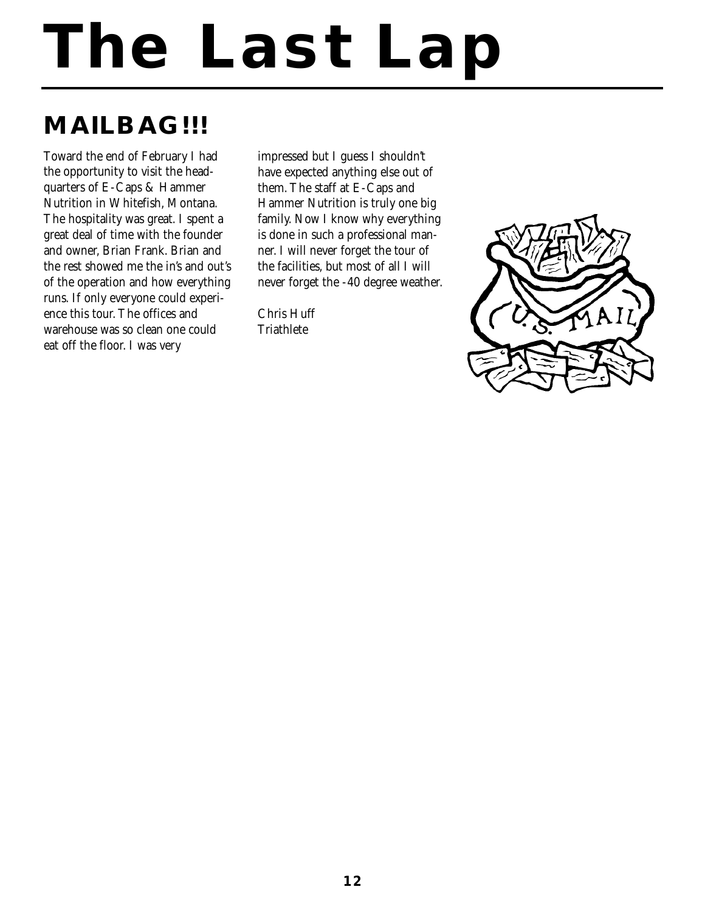# The Last Lap

## MAILBAG!!!

Toward the end of February I had the opportunity to visit the headquarters of E-Caps & Hammer Nutrition in Whitefish, Montana. The hospitality was great. I spent a great deal of time with the founder and owner, Brian Frank. Brian and the rest showed me the in's and out's of the operation and how everything runs. If only everyone could experience this tour. The offices and warehouse was so clean one could eat off the floor. I was very impressed but I guess I shouldn't have expected anything else out of them. The staff at E-Caps and Hammer Nutrition is truly one big family. Now I know why everything is done in such a professional manner. I will never forget the tour of the facilities, but most of all I will never forget the -40 degree weather.

Chris Huff
Triathlete